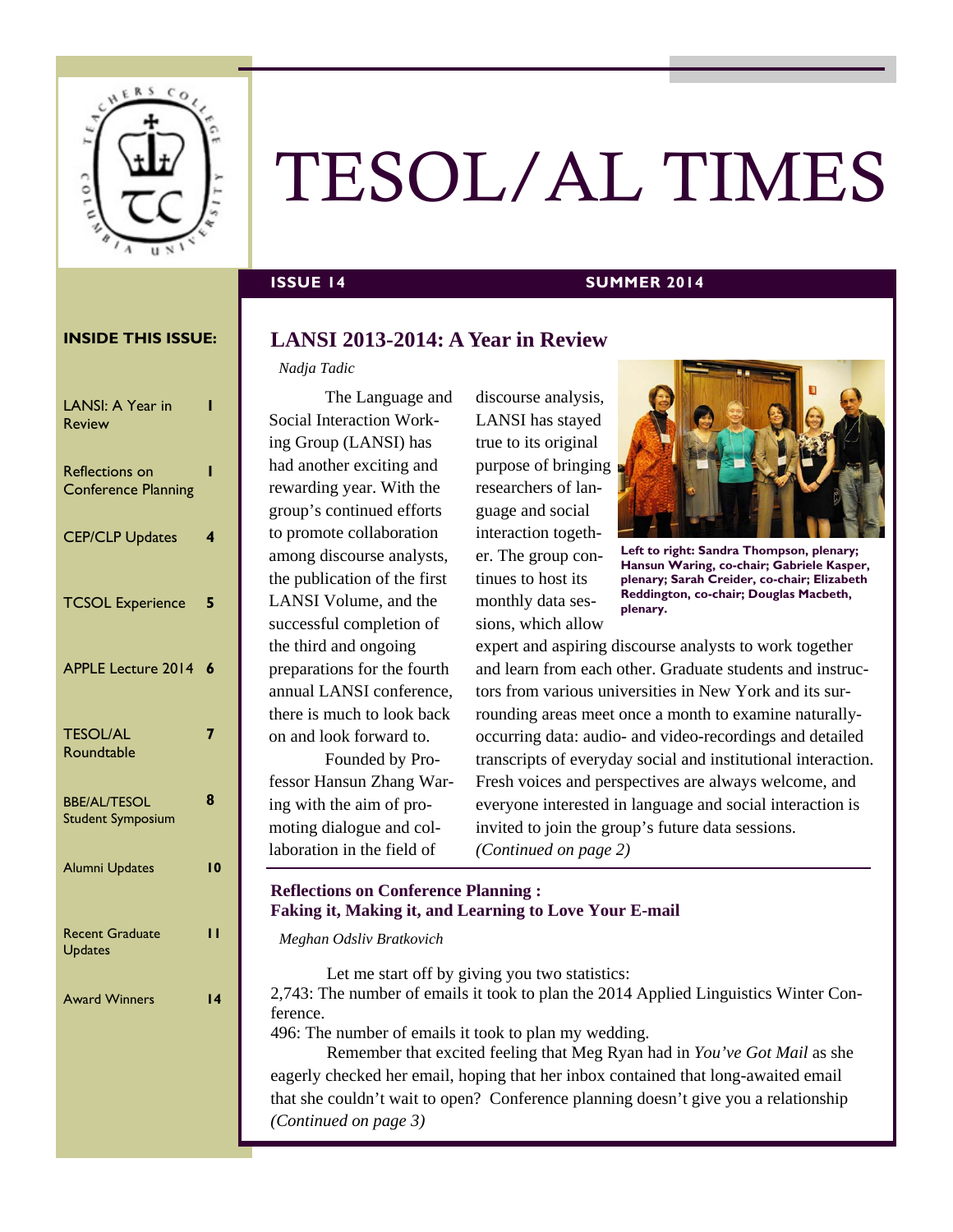# TESOL/AL TIMES

**ISSUE 14** **SUMMER 2014**

**INSIDE THIS ISSUE:**

| | |
|---|---|
| LANSI: A Year in Review | 1 |
| Reflections on Conference Planning | 1 |
| CEP/CLP Updates | 4 |
| TCSOL Experience | 5 |
| APPLE Lecture 2014 | 6 |
| TESOL/AL Roundtable | 7 |
| BBE/AL/TESOL Student Symposium | 8 |
| Alumni Updates | 10 |
| Recent Graduate Updates | 11 |
| Award Winners | 14 |

## LANSI 2013-2014: A Year in Review

*Nadja Tadic*

The Language and Social Interaction Working Group (LANSI) has had another exciting and rewarding year. With the group's continued efforts to promote collaboration among discourse analysts, the publication of the first LANSI Volume, and the successful completion of the third and ongoing preparations for the fourth annual LANSI conference, there is much to look back on and look forward to.

Founded by Professor Hansun Zhang Waring with the aim of promoting dialogue and collaboration in the field of discourse analysis, LANSI has stayed true to its original purpose of bringing researchers of language and social interaction together. The group continues to host its monthly data sessions, which allow expert and aspiring discourse analysts to work together and learn from each other. Graduate students and instructors from various universities in New York and its surrounding areas meet once a month to examine naturally-occurring data: audio- and video-recordings and detailed transcripts of everyday social and institutional interaction. Fresh voices and perspectives are always welcome, and everyone interested in language and social interaction is invited to join the group's future data sessions.
*(Continued on page 2)*

**Left to right: Sandra Thompson, plenary; Hansun Waring, co-chair; Gabriele Kasper, plenary; Sarah Creider, co-chair; Elizabeth Reddington, co-chair; Douglas Macbeth, plenary.**

## Reflections on Conference Planning : Faking it, Making it, and Learning to Love Your E-mail

*Meghan Odsliv Bratkovich*

Let me start off by giving you two statistics:
2,743: The number of emails it took to plan the 2014 Applied Linguistics Winter Conference.
496: The number of emails it took to plan my wedding.

Remember that excited feeling that Meg Ryan had in *You've Got Mail* as she eagerly checked her email, hoping that her inbox contained that long-awaited email that she couldn't wait to open? Conference planning doesn't give you a relationship
*(Continued on page 3)*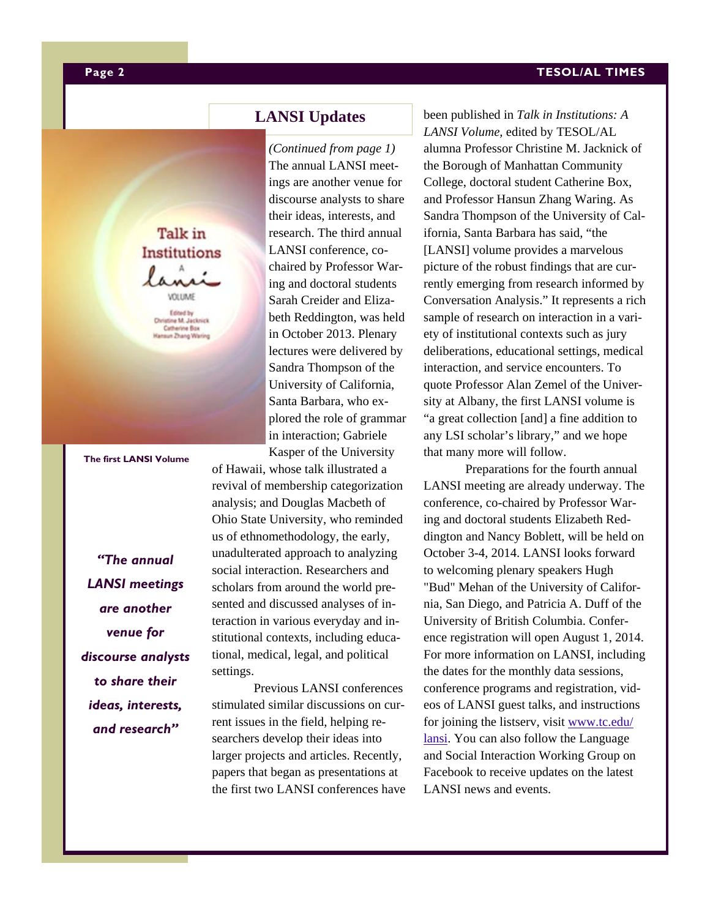## LANSI Updates

*(Continued from page 1)* The annual LANSI meetings are another venue for discourse analysts to share their ideas, interests, and research. The third annual LANSI conference, co-chaired by Professor Waring and doctoral students Sarah Creider and Elizabeth Reddington, was held in October 2013. Plenary lectures were delivered by Sandra Thompson of the University of California, Santa Barbara, who explored the role of grammar in interaction; Gabriele Kasper of the University of Hawaii, whose talk illustrated a revival of membership categorization analysis; and Douglas Macbeth of Ohio State University, who reminded us of ethnomethodology, the early, unadulterated approach to analyzing social interaction. Researchers and scholars from around the world presented and discussed analyses of interaction in various everyday and institutional contexts, including educational, medical, legal, and political settings.

**The first LANSI Volume**

***"The annual LANSI meetings are another venue for discourse analysts to share their ideas, interests, and research"***

Previous LANSI conferences stimulated similar discussions on current issues in the field, helping researchers develop their ideas into larger projects and articles. Recently, papers that began as presentations at the first two LANSI conferences have been published in *Talk in Institutions: A LANSI Volume*, edited by TESOL/AL alumna Professor Christine M. Jacknick of the Borough of Manhattan Community College, doctoral student Catherine Box, and Professor Hansun Zhang Waring. As Sandra Thompson of the University of California, Santa Barbara has said, "the [LANSI] volume provides a marvelous picture of the robust findings that are currently emerging from research informed by Conversation Analysis." It represents a rich sample of research on interaction in a variety of institutional contexts such as jury deliberations, educational settings, medical interaction, and service encounters. To quote Professor Alan Zemel of the University at Albany, the first LANSI volume is "a great collection [and] a fine addition to any LSI scholar's library," and we hope that many more will follow.

Preparations for the fourth annual LANSI meeting are already underway. The conference, co-chaired by Professor Waring and doctoral students Elizabeth Reddington and Nancy Boblett, will be held on October 3-4, 2014. LANSI looks forward to welcoming plenary speakers Hugh "Bud" Mehan of the University of California, San Diego, and Patricia A. Duff of the University of British Columbia. Conference registration will open August 1, 2014. For more information on LANSI, including the dates for the monthly data sessions, conference programs and registration, videos of LANSI guest talks, and instructions for joining the listserv, visit [www.tc.edu/lansi](www.tc.edu/lansi). You can also follow the Language and Social Interaction Working Group on Facebook to receive updates on the latest LANSI news and events.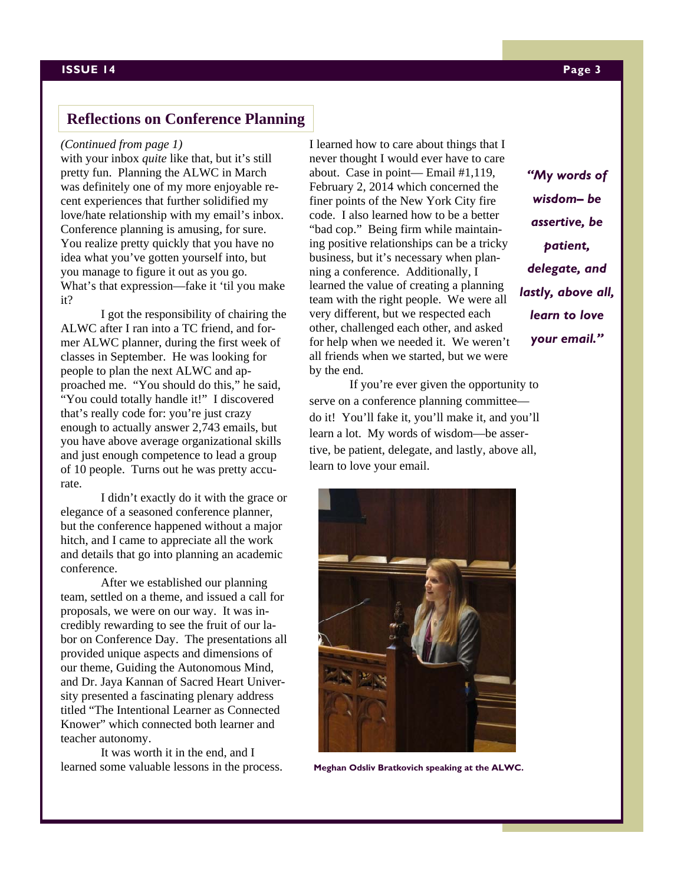## Reflections on Conference Planning

*(Continued from page 1)*

with your inbox *quite* like that, but it's still pretty fun. Planning the ALWC in March was definitely one of my more enjoyable recent experiences that further solidified my love/hate relationship with my email's inbox. Conference planning is amusing, for sure. You realize pretty quickly that you have no idea what you've gotten yourself into, but you manage to figure it out as you go. What's that expression—fake it 'til you make it?

I got the responsibility of chairing the ALWC after I ran into a TC friend, and former ALWC planner, during the first week of classes in September. He was looking for people to plan the next ALWC and approached me. "You should do this," he said, "You could totally handle it!" I discovered that's really code for: you're just crazy enough to actually answer 2,743 emails, but you have above average organizational skills and just enough competence to lead a group of 10 people. Turns out he was pretty accurate.

I didn't exactly do it with the grace or elegance of a seasoned conference planner, but the conference happened without a major hitch, and I came to appreciate all the work and details that go into planning an academic conference.

After we established our planning team, settled on a theme, and issued a call for proposals, we were on our way. It was incredibly rewarding to see the fruit of our labor on Conference Day. The presentations all provided unique aspects and dimensions of our theme, Guiding the Autonomous Mind, and Dr. Jaya Kannan of Sacred Heart University presented a fascinating plenary address titled "The Intentional Learner as Connected Knower" which connected both learner and teacher autonomy.

It was worth it in the end, and I learned some valuable lessons in the process. I learned how to care about things that I never thought I would ever have to care about. Case in point— Email #1,119, February 2, 2014 which concerned the finer points of the New York City fire code. I also learned how to be a better "bad cop." Being firm while maintaining positive relationships can be a tricky business, but it's necessary when planning a conference. Additionally, I learned the value of creating a planning team with the right people. We were all very different, but we respected each other, challenged each other, and asked for help when we needed it. We weren't all friends when we started, but we were by the end.

If you're ever given the opportunity to serve on a conference planning committee—do it! You'll fake it, you'll make it, and you'll learn a lot. My words of wisdom—be assertive, be patient, delegate, and lastly, above all, learn to love your email.

***"My words of wisdom– be assertive, be patient, delegate, and lastly, above all, learn to love your email."***

**Meghan Odsliv Bratkovich speaking at the ALWC.**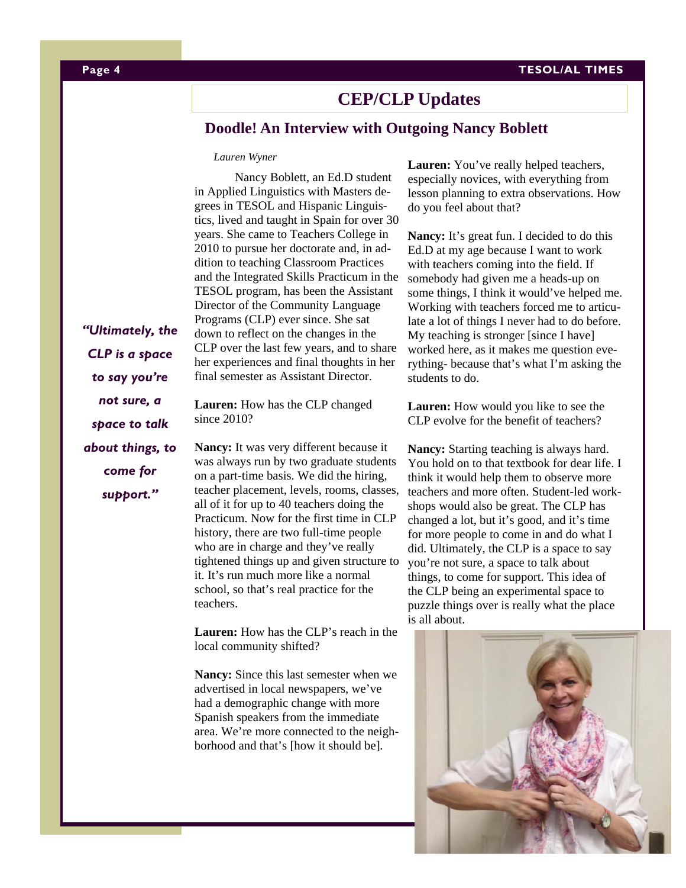## CEP/CLP Updates

### Doodle! An Interview with Outgoing Nancy Boblett

*Lauren Wyner*

Nancy Boblett, an Ed.D student in Applied Linguistics with Masters degrees in TESOL and Hispanic Linguistics, lived and taught in Spain for over 30 years. She came to Teachers College in 2010 to pursue her doctorate and, in addition to teaching Classroom Practices and the Integrated Skills Practicum in the TESOL program, has been the Assistant Director of the Community Language Programs (CLP) ever since. She sat down to reflect on the changes in the CLP over the last few years, and to share her experiences and final thoughts in her final semester as Assistant Director.

> *"Ultimately, the CLP is a space to say you're not sure, a space to talk about things, to come for support."*

**Lauren:** How has the CLP changed since 2010?

**Nancy:** It was very different because it was always run by two graduate students on a part-time basis. We did the hiring, teacher placement, levels, rooms, classes, all of it for up to 40 teachers doing the Practicum. Now for the first time in CLP history, there are two full-time people who are in charge and they've really tightened things up and given structure to it. It's run much more like a normal school, so that's real practice for the teachers.

**Lauren:** How has the CLP's reach in the local community shifted?

**Nancy:** Since this last semester when we advertised in local newspapers, we've had a demographic change with more Spanish speakers from the immediate area. We're more connected to the neighborhood and that's [how it should be].

**Lauren:** You've really helped teachers, especially novices, with everything from lesson planning to extra observations. How do you feel about that?

**Nancy:** It's great fun. I decided to do this Ed.D at my age because I want to work with teachers coming into the field. If somebody had given me a heads-up on some things, I think it would've helped me. Working with teachers forced me to articulate a lot of things I never had to do before. My teaching is stronger [since I have] worked here, as it makes me question everything- because that's what I'm asking the students to do.

**Lauren:** How would you like to see the CLP evolve for the benefit of teachers?

**Nancy:** Starting teaching is always hard. You hold on to that textbook for dear life. I think it would help them to observe more teachers and more often. Student-led workshops would also be great. The CLP has changed a lot, but it's good, and it's time for more people to come in and do what I did. Ultimately, the CLP is a space to say you're not sure, a space to talk about things, to come for support. This idea of the CLP being an experimental space to puzzle things over is really what the place is all about.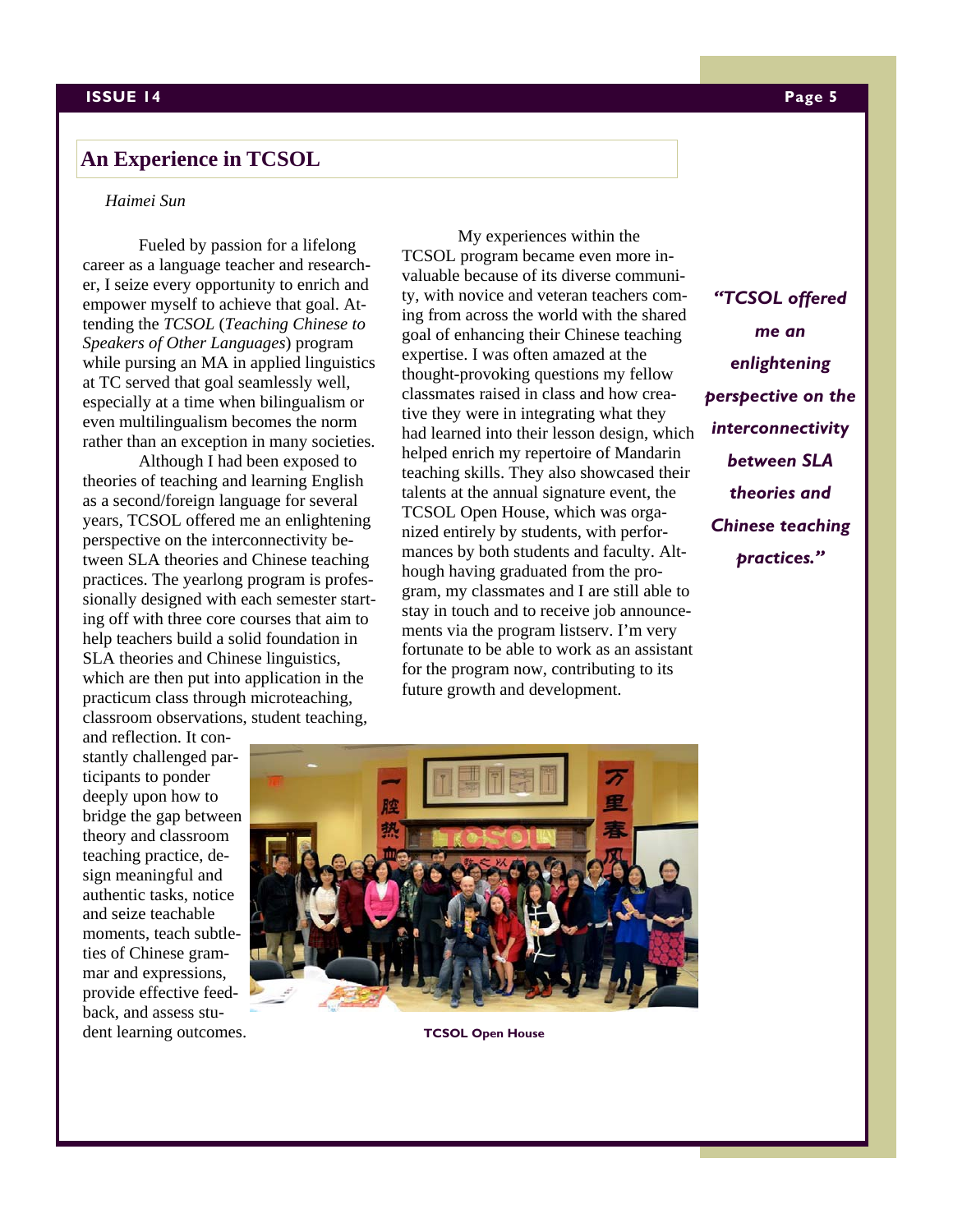## An Experience in TCSOL

*Haimei Sun*

Fueled by passion for a lifelong career as a language teacher and researcher, I seize every opportunity to enrich and empower myself to achieve that goal. Attending the *TCSOL* (*Teaching Chinese to Speakers of Other Languages*) program while pursing an MA in applied linguistics at TC served that goal seamlessly well, especially at a time when bilingualism or even multilingualism becomes the norm rather than an exception in many societies.

Although I had been exposed to theories of teaching and learning English as a second/foreign language for several years, TCSOL offered me an enlightening perspective on the interconnectivity between SLA theories and Chinese teaching practices. The yearlong program is professionally designed with each semester starting off with three core courses that aim to help teachers build a solid foundation in SLA theories and Chinese linguistics, which are then put into application in the practicum class through microteaching, classroom observations, student teaching, and reflection. It constantly challenged participants to ponder deeply upon how to bridge the gap between theory and classroom teaching practice, design meaningful and authentic tasks, notice and seize teachable moments, teach subtleties of Chinese grammar and expressions, provide effective feedback, and assess student learning outcomes.

My experiences within the TCSOL program became even more invaluable because of its diverse community, with novice and veteran teachers coming from across the world with the shared goal of enhancing their Chinese teaching expertise. I was often amazed at the thought-provoking questions my fellow classmates raised in class and how creative they were in integrating what they had learned into their lesson design, which helped enrich my repertoire of Mandarin teaching skills. They also showcased their talents at the annual signature event, the TCSOL Open House, which was organized entirely by students, with performances by both students and faculty. Although having graduated from the program, my classmates and I are still able to stay in touch and to receive job announcements via the program listserv. I'm very fortunate to be able to work as an assistant for the program now, contributing to its future growth and development.

***"TCSOL offered me an enlightening perspective on the interconnectivity between SLA theories and Chinese teaching practices."***

**TCSOL Open House**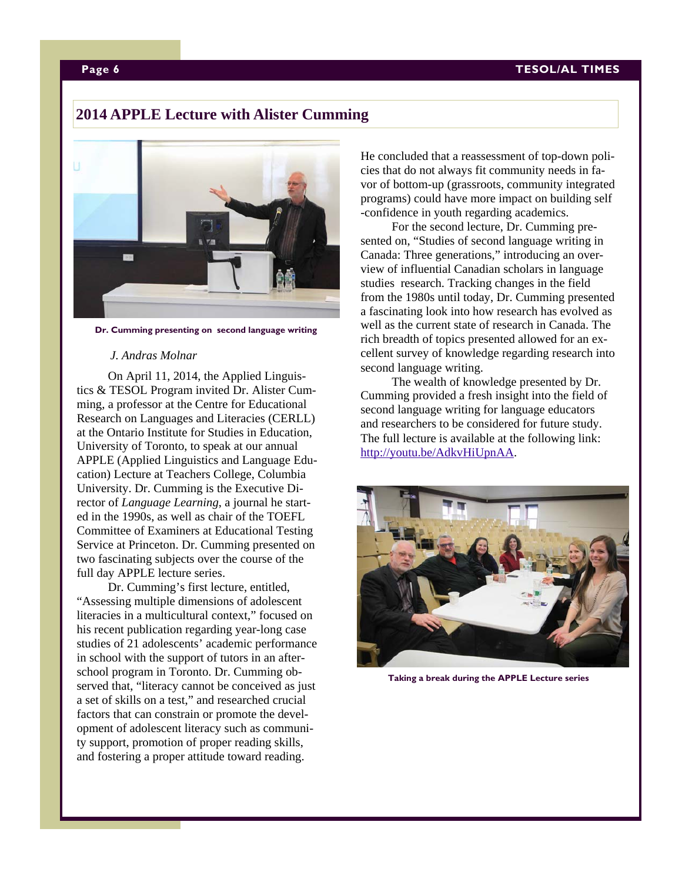## 2014 APPLE Lecture with Alister Cumming

Dr. Cumming presenting on second language writing

*J. Andras Molnar*

On April 11, 2014, the Applied Linguistics & TESOL Program invited Dr. Alister Cumming, a professor at the Centre for Educational Research on Languages and Literacies (CERLL) at the Ontario Institute for Studies in Education, University of Toronto, to speak at our annual APPLE (Applied Linguistics and Language Education) Lecture at Teachers College, Columbia University. Dr. Cumming is the Executive Director of *Language Learning*, a journal he started in the 1990s, as well as chair of the TOEFL Committee of Examiners at Educational Testing Service at Princeton. Dr. Cumming presented on two fascinating subjects over the course of the full day APPLE lecture series.

Dr. Cumming's first lecture, entitled, "Assessing multiple dimensions of adolescent literacies in a multicultural context," focused on his recent publication regarding year-long case studies of 21 adolescents' academic performance in school with the support of tutors in an after-school program in Toronto. Dr. Cumming observed that, "literacy cannot be conceived as just a set of skills on a test," and researched crucial factors that can constrain or promote the development of adolescent literacy such as community support, promotion of proper reading skills, and fostering a proper attitude toward reading.

He concluded that a reassessment of top-down policies that do not always fit community needs in favor of bottom-up (grassroots, community integrated programs) could have more impact on building self-confidence in youth regarding academics.

For the second lecture, Dr. Cumming presented on, "Studies of second language writing in Canada: Three generations," introducing an overview of influential Canadian scholars in language studies research. Tracking changes in the field from the 1980s until today, Dr. Cumming presented a fascinating look into how research has evolved as well as the current state of research in Canada. The rich breadth of topics presented allowed for an excellent survey of knowledge regarding research into second language writing.

The wealth of knowledge presented by Dr. Cumming provided a fresh insight into the field of second language writing for language educators and researchers to be considered for future study. The full lecture is available at the following link: http://youtu.be/AdkvHiUpnAA.

Taking a break during the APPLE Lecture series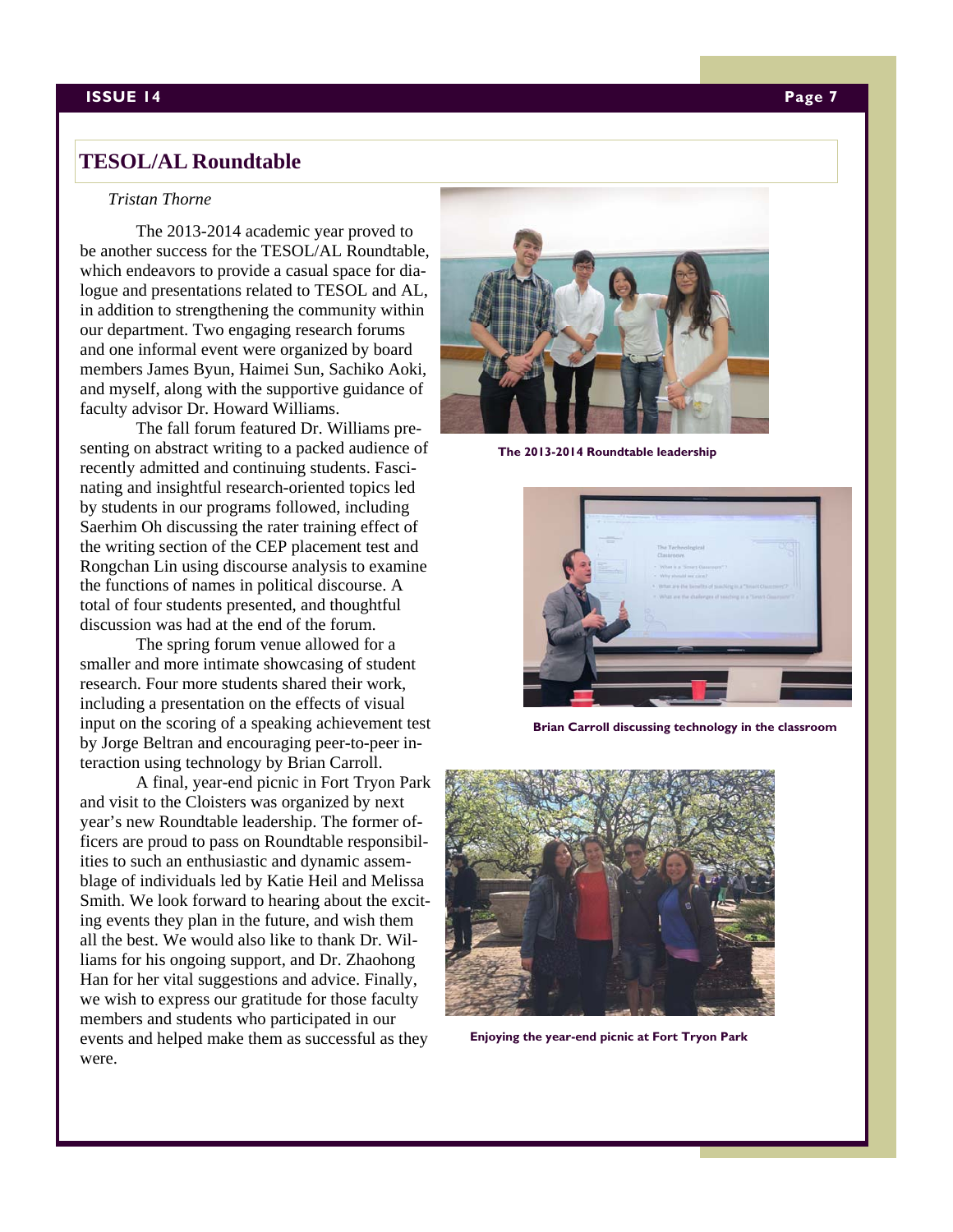## TESOL/AL Roundtable

*Tristan Thorne*

The 2013-2014 academic year proved to be another success for the TESOL/AL Roundtable, which endeavors to provide a casual space for dialogue and presentations related to TESOL and AL, in addition to strengthening the community within our department. Two engaging research forums and one informal event were organized by board members James Byun, Haimei Sun, Sachiko Aoki, and myself, along with the supportive guidance of faculty advisor Dr. Howard Williams.

The fall forum featured Dr. Williams presenting on abstract writing to a packed audience of recently admitted and continuing students. Fascinating and insightful research-oriented topics led by students in our programs followed, including Saerhim Oh discussing the rater training effect of the writing section of the CEP placement test and Rongchan Lin using discourse analysis to examine the functions of names in political discourse. A total of four students presented, and thoughtful discussion was had at the end of the forum.

The spring forum venue allowed for a smaller and more intimate showcasing of student research. Four more students shared their work, including a presentation on the effects of visual input on the scoring of a speaking achievement test by Jorge Beltran and encouraging peer-to-peer interaction using technology by Brian Carroll.

A final, year-end picnic in Fort Tryon Park and visit to the Cloisters was organized by next year's new Roundtable leadership. The former officers are proud to pass on Roundtable responsibilities to such an enthusiastic and dynamic assemblage of individuals led by Katie Heil and Melissa Smith. We look forward to hearing about the exciting events they plan in the future, and wish them all the best. We would also like to thank Dr. Williams for his ongoing support, and Dr. Zhaohong Han for her vital suggestions and advice. Finally, we wish to express our gratitude for those faculty members and students who participated in our events and helped make them as successful as they were.

**The 2013-2014 Roundtable leadership**

**Brian Carroll discussing technology in the classroom**

**Enjoying the year-end picnic at Fort Tryon Park**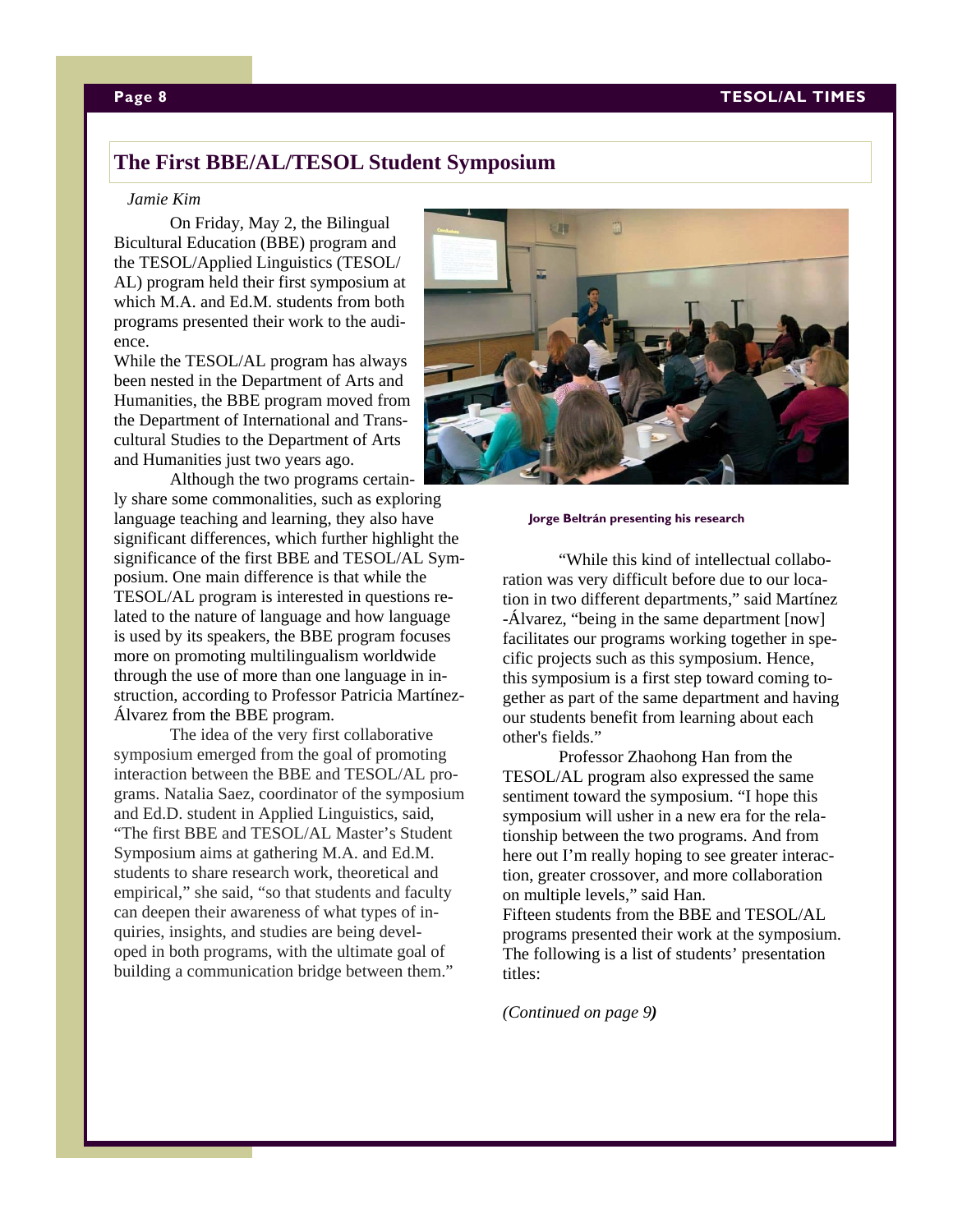## The First BBE/AL/TESOL Student Symposium

*Jamie Kim*

On Friday, May 2, the Bilingual Bicultural Education (BBE) program and the TESOL/Applied Linguistics (TESOL/AL) program held their first symposium at which M.A. and Ed.M. students from both programs presented their work to the audience.

While the TESOL/AL program has always been nested in the Department of Arts and Humanities, the BBE program moved from the Department of International and Transcultural Studies to the Department of Arts and Humanities just two years ago.

Although the two programs certainly share some commonalities, such as exploring language teaching and learning, they also have significant differences, which further highlight the significance of the first BBE and TESOL/AL Symposium. One main difference is that while the TESOL/AL program is interested in questions related to the nature of language and how language is used by its speakers, the BBE program focuses more on promoting multilingualism worldwide through the use of more than one language in instruction, according to Professor Patricia Martínez-Álvarez from the BBE program.

The idea of the very first collaborative symposium emerged from the goal of promoting interaction between the BBE and TESOL/AL programs. Natalia Saez, coordinator of the symposium and Ed.D. student in Applied Linguistics, said, "The first BBE and TESOL/AL Master's Student Symposium aims at gathering M.A. and Ed.M. students to share research work, theoretical and empirical," she said, "so that students and faculty can deepen their awareness of what types of inquiries, insights, and studies are being developed in both programs, with the ultimate goal of building a communication bridge between them."

**Jorge Beltrán presenting his research**

"While this kind of intellectual collaboration was very difficult before due to our location in two different departments," said Martínez-Álvarez, "being in the same department [now] facilitates our programs working together in specific projects such as this symposium. Hence, this symposium is a first step toward coming together as part of the same department and having our students benefit from learning about each other's fields."

Professor Zhaohong Han from the TESOL/AL program also expressed the same sentiment toward the symposium. "I hope this symposium will usher in a new era for the relationship between the two programs. And from here out I'm really hoping to see greater interaction, greater crossover, and more collaboration on multiple levels," said Han.

Fifteen students from the BBE and TESOL/AL programs presented their work at the symposium. The following is a list of students' presentation titles:

*(Continued on page 9)*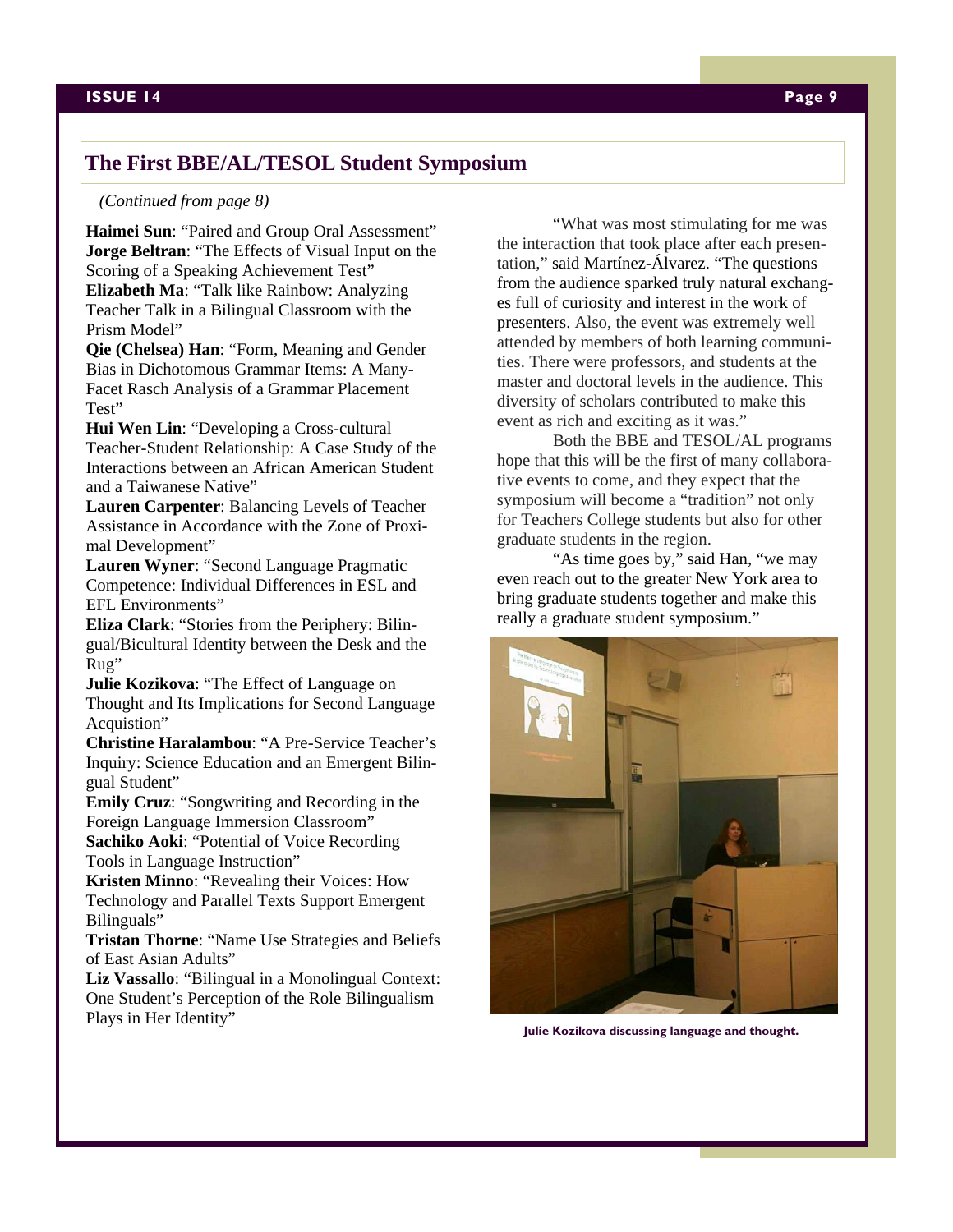## The First BBE/AL/TESOL Student Symposium

*(Continued from page 8)*

**Haimei Sun**: "Paired and Group Oral Assessment"
**Jorge Beltran**: "The Effects of Visual Input on the Scoring of a Speaking Achievement Test"
**Elizabeth Ma**: "Talk like Rainbow: Analyzing Teacher Talk in a Bilingual Classroom with the Prism Model"
**Qie (Chelsea) Han**: "Form, Meaning and Gender Bias in Dichotomous Grammar Items: A Many-Facet Rasch Analysis of a Grammar Placement Test"
**Hui Wen Lin**: "Developing a Cross-cultural Teacher-Student Relationship: A Case Study of the Interactions between an African American Student and a Taiwanese Native"
**Lauren Carpenter**: Balancing Levels of Teacher Assistance in Accordance with the Zone of Proximal Development"
**Lauren Wyner**: "Second Language Pragmatic Competence: Individual Differences in ESL and EFL Environments"
**Eliza Clark**: "Stories from the Periphery: Bilingual/Bicultural Identity between the Desk and the Rug"
**Julie Kozikova**: "The Effect of Language on Thought and Its Implications for Second Language Acquisition"
**Christine Haralambou**: "A Pre-Service Teacher's Inquiry: Science Education and an Emergent Bilingual Student"
**Emily Cruz**: "Songwriting and Recording in the Foreign Language Immersion Classroom"
**Sachiko Aoki**: "Potential of Voice Recording Tools in Language Instruction"
**Kristen Minno**: "Revealing their Voices: How Technology and Parallel Texts Support Emergent Bilinguals"
**Tristan Thorne**: "Name Use Strategies and Beliefs of East Asian Adults"
**Liz Vassallo**: "Bilingual in a Monolingual Context: One Student's Perception of the Role Bilingualism Plays in Her Identity"

"What was most stimulating for me was the interaction that took place after each presentation," said Martínez-Álvarez. "The questions from the audience sparked truly natural exchanges full of curiosity and interest in the work of presenters. Also, the event was extremely well attended by members of both learning communities. There were professors, and students at the master and doctoral levels in the audience. This diversity of scholars contributed to make this event as rich and exciting as it was."

Both the BBE and TESOL/AL programs hope that this will be the first of many collaborative events to come, and they expect that the symposium will become a "tradition" not only for Teachers College students but also for other graduate students in the region.

"As time goes by," said Han, "we may even reach out to the greater New York area to bring graduate students together and make this really a graduate student symposium."

**Julie Kozikova discussing language and thought.**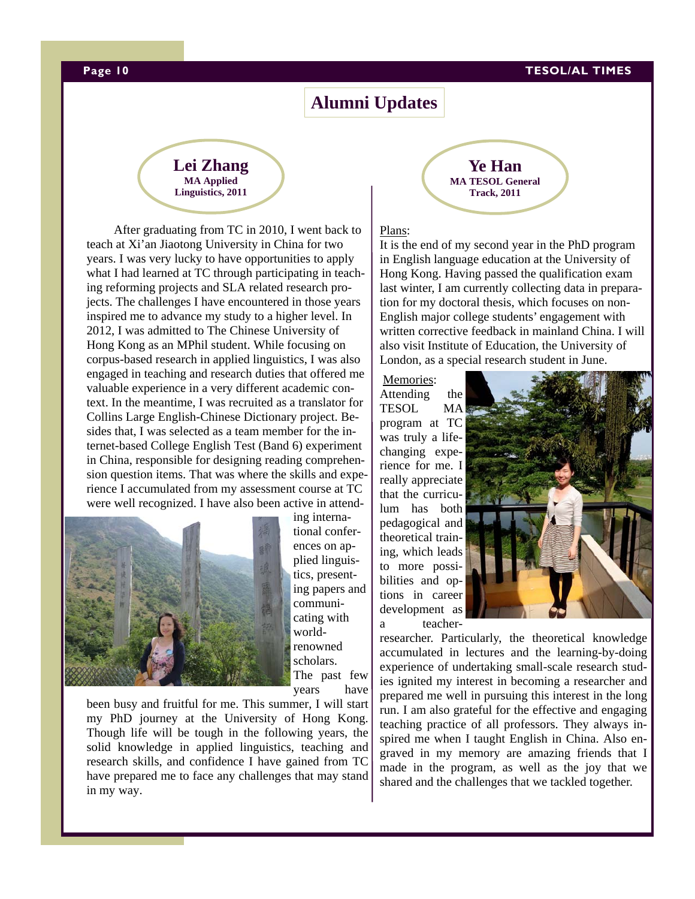# Alumni Updates

## Lei Zhang

**MA Applied Linguistics, 2011**

After graduating from TC in 2010, I went back to teach at Xi'an Jiaotong University in China for two years. I was very lucky to have opportunities to apply what I had learned at TC through participating in teaching reforming projects and SLA related research projects. The challenges I have encountered in those years inspired me to advance my study to a higher level. In 2012, I was admitted to The Chinese University of Hong Kong as an MPhil student. While focusing on corpus-based research in applied linguistics, I was also engaged in teaching and research duties that offered me valuable experience in a very different academic context. In the meantime, I was recruited as a translator for Collins Large English-Chinese Dictionary project. Besides that, I was selected as a team member for the internet-based College English Test (Band 6) experiment in China, responsible for designing reading comprehension question items. That was where the skills and experience I accumulated from my assessment course at TC were well recognized. I have also been active in attending international conferences on applied linguistics, presenting papers and communicating with world-renowned scholars. The past few years have been busy and fruitful for me. This summer, I will start my PhD journey at the University of Hong Kong. Though life will be tough in the following years, the solid knowledge in applied linguistics, teaching and research skills, and confidence I have gained from TC have prepared me to face any challenges that may stand in my way.

## Ye Han

**MA TESOL General Track, 2011**

Plans:
It is the end of my second year in the PhD program in English language education at the University of Hong Kong. Having passed the qualification exam last winter, I am currently collecting data in preparation for my doctoral thesis, which focuses on non-English major college students' engagement with written corrective feedback in mainland China. I will also visit Institute of Education, the University of London, as a special research student in June.

Memories:
Attending the TESOL MA program at TC was truly a life-changing experience for me. I really appreciate that the curriculum has both pedagogical and theoretical training, which leads to more possibilities and options in career development as a teacher-researcher. Particularly, the theoretical knowledge accumulated in lectures and the learning-by-doing experience of undertaking small-scale research studies ignited my interest in becoming a researcher and prepared me well in pursuing this interest in the long run. I am also grateful for the effective and engaging teaching practice of all professors. They always inspired me when I taught English in China. Also engraved in my memory are amazing friends that I made in the program, as well as the joy that we shared and the challenges that we tackled together.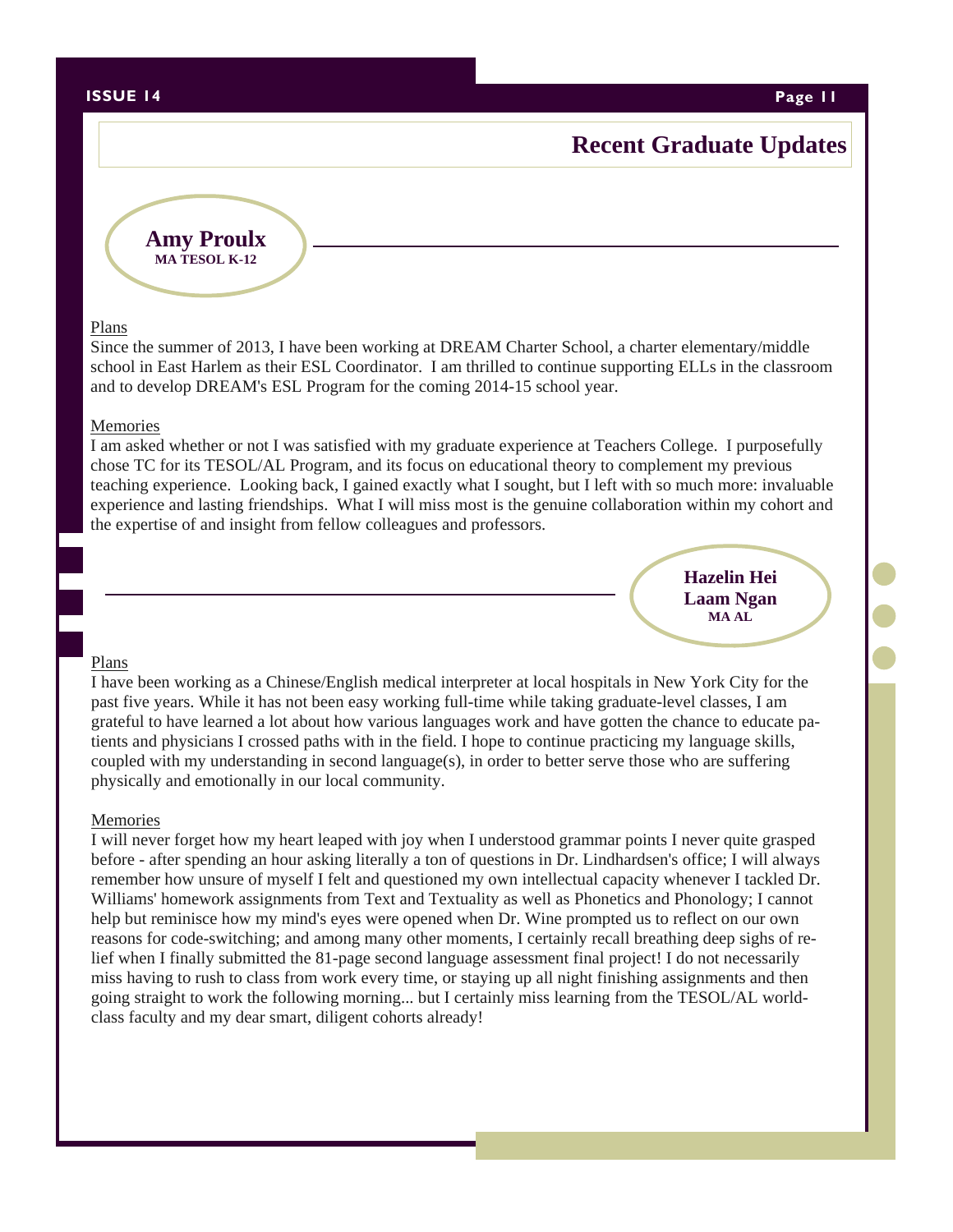# Recent Graduate Updates

## Amy Proulx

**MA TESOL K-12**

<u>Plans</u>

Since the summer of 2013, I have been working at DREAM Charter School, a charter elementary/middle school in East Harlem as their ESL Coordinator. I am thrilled to continue supporting ELLs in the classroom and to develop DREAM's ESL Program for the coming 2014-15 school year.

<u>Memories</u>

I am asked whether or not I was satisfied with my graduate experience at Teachers College. I purposefully chose TC for its TESOL/AL Program, and its focus on educational theory to complement my previous teaching experience. Looking back, I gained exactly what I sought, but I left with so much more: invaluable experience and lasting friendships. What I will miss most is the genuine collaboration within my cohort and the expertise of and insight from fellow colleagues and professors.

## Hazelin Hei Laam Ngan

**MA AL**

<u>Plans</u>

I have been working as a Chinese/English medical interpreter at local hospitals in New York City for the past five years. While it has not been easy working full-time while taking graduate-level classes, I am grateful to have learned a lot about how various languages work and have gotten the chance to educate patients and physicians I crossed paths with in the field. I hope to continue practicing my language skills, coupled with my understanding in second language(s), in order to better serve those who are suffering physically and emotionally in our local community.

<u>Memories</u>

I will never forget how my heart leaped with joy when I understood grammar points I never quite grasped before - after spending an hour asking literally a ton of questions in Dr. Lindhardsen's office; I will always remember how unsure of myself I felt and questioned my own intellectual capacity whenever I tackled Dr. Williams' homework assignments from Text and Textuality as well as Phonetics and Phonology; I cannot help but reminisce how my mind's eyes were opened when Dr. Wine prompted us to reflect on our own reasons for code-switching; and among many other moments, I certainly recall breathing deep sighs of relief when I finally submitted the 81-page second language assessment final project! I do not necessarily miss having to rush to class from work every time, or staying up all night finishing assignments and then going straight to work the following morning... but I certainly miss learning from the TESOL/AL world-class faculty and my dear smart, diligent cohorts already!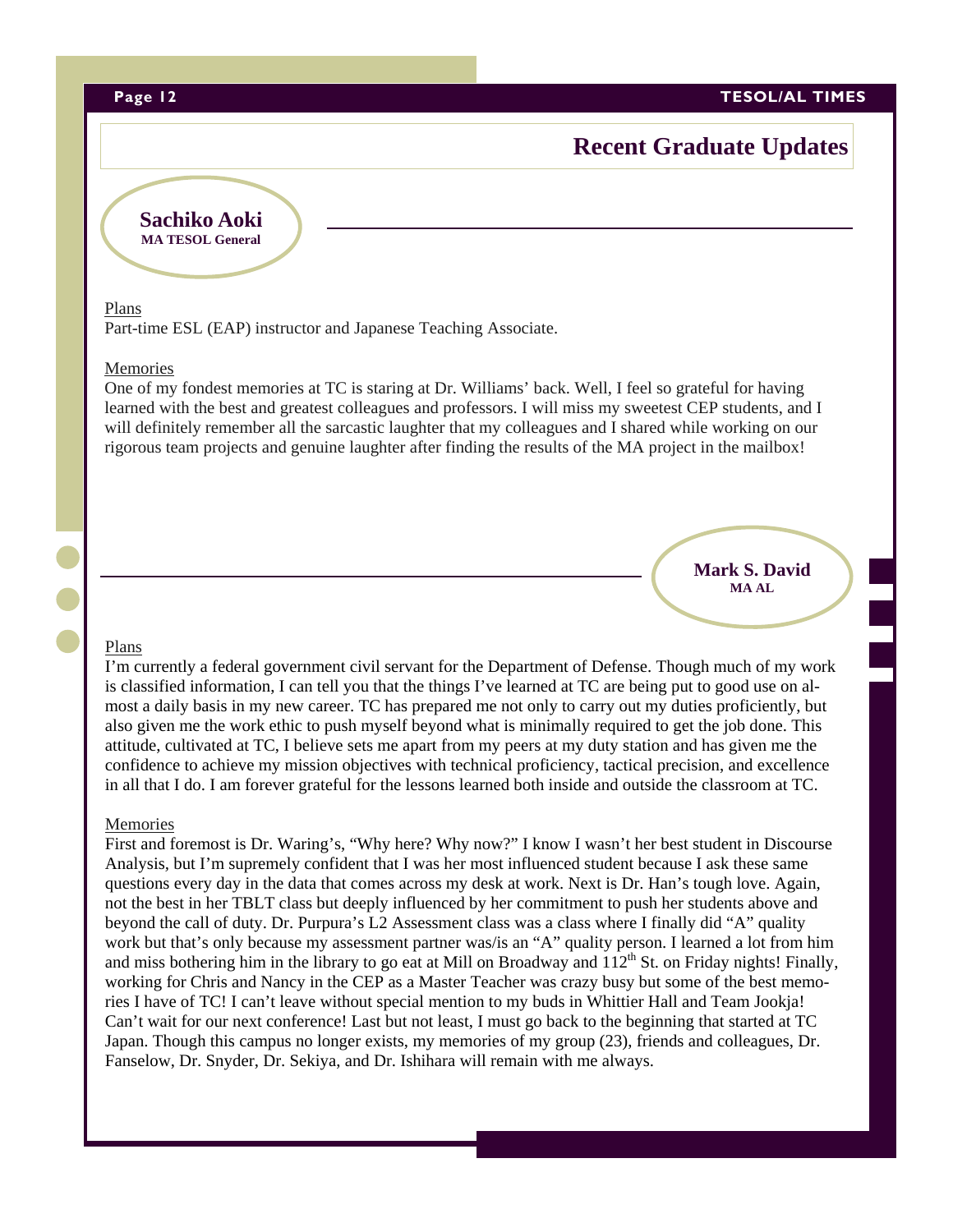# Recent Graduate Updates

## Sachiko Aoki
**MA TESOL General**

Plans

Part-time ESL (EAP) instructor and Japanese Teaching Associate.

Memories

One of my fondest memories at TC is staring at Dr. Williams' back. Well, I feel so grateful for having learned with the best and greatest colleagues and professors. I will miss my sweetest CEP students, and I will definitely remember all the sarcastic laughter that my colleagues and I shared while working on our rigorous team projects and genuine laughter after finding the results of the MA project in the mailbox!

## Mark S. David
**MA AL**

Plans

I'm currently a federal government civil servant for the Department of Defense. Though much of my work is classified information, I can tell you that the things I've learned at TC are being put to good use on almost a daily basis in my new career. TC has prepared me not only to carry out my duties proficiently, but also given me the work ethic to push myself beyond what is minimally required to get the job done. This attitude, cultivated at TC, I believe sets me apart from my peers at my duty station and has given me the confidence to achieve my mission objectives with technical proficiency, tactical precision, and excellence in all that I do. I am forever grateful for the lessons learned both inside and outside the classroom at TC.

Memories

First and foremost is Dr. Waring's, "Why here? Why now?" I know I wasn't her best student in Discourse Analysis, but I'm supremely confident that I was her most influenced student because I ask these same questions every day in the data that comes across my desk at work. Next is Dr. Han's tough love. Again, not the best in her TBLT class but deeply influenced by her commitment to push her students above and beyond the call of duty. Dr. Purpura's L2 Assessment class was a class where I finally did "A" quality work but that's only because my assessment partner was/is an "A" quality person. I learned a lot from him and miss bothering him in the library to go eat at Mill on Broadway and 112th St. on Friday nights! Finally, working for Chris and Nancy in the CEP as a Master Teacher was crazy busy but some of the best memories I have of TC! I can't leave without special mention to my buds in Whittier Hall and Team Jookja! Can't wait for our next conference! Last but not least, I must go back to the beginning that started at TC Japan. Though this campus no longer exists, my memories of my group (23), friends and colleagues, Dr. Fanselow, Dr. Snyder, Dr. Sekiya, and Dr. Ishihara will remain with me always.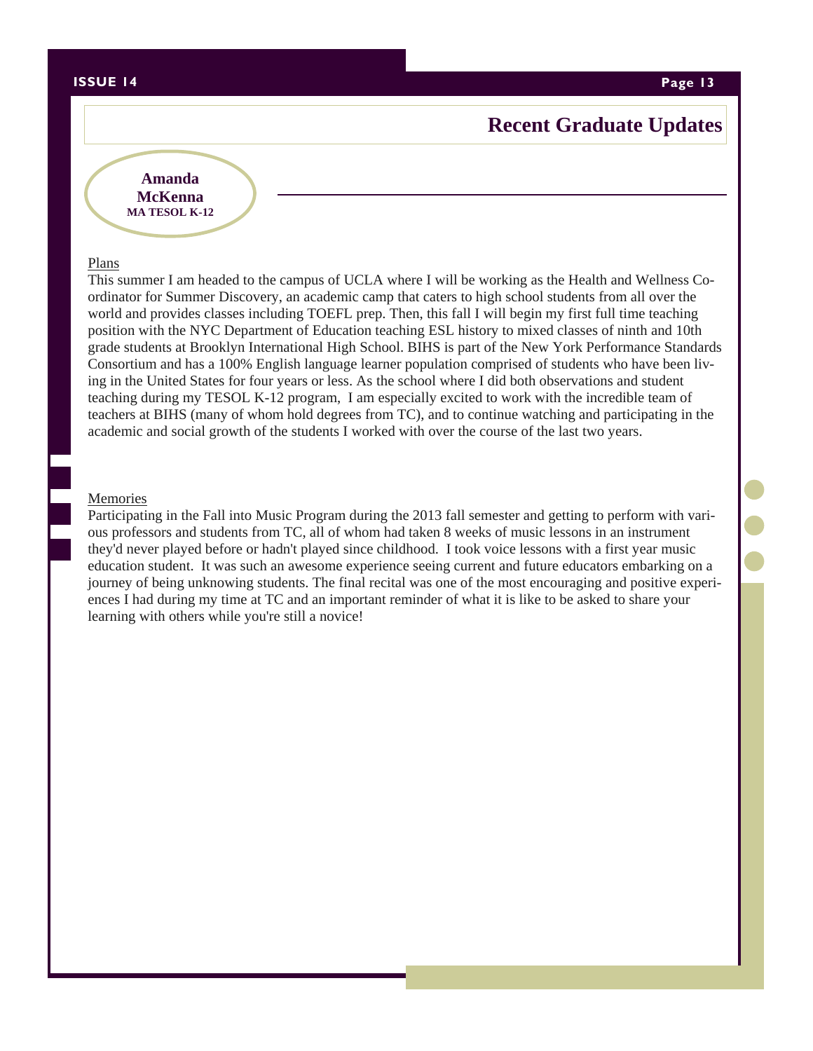# Recent Graduate Updates

**Amanda McKenna**
**MA TESOL K-12**

Plans

This summer I am headed to the campus of UCLA where I will be working as the Health and Wellness Coordinator for Summer Discovery, an academic camp that caters to high school students from all over the world and provides classes including TOEFL prep. Then, this fall I will begin my first full time teaching position with the NYC Department of Education teaching ESL history to mixed classes of ninth and 10th grade students at Brooklyn International High School. BIHS is part of the New York Performance Standards Consortium and has a 100% English language learner population comprised of students who have been living in the United States for four years or less. As the school where I did both observations and student teaching during my TESOL K-12 program, I am especially excited to work with the incredible team of teachers at BIHS (many of whom hold degrees from TC), and to continue watching and participating in the academic and social growth of the students I worked with over the course of the last two years.

Memories

Participating in the Fall into Music Program during the 2013 fall semester and getting to perform with various professors and students from TC, all of whom had taken 8 weeks of music lessons in an instrument they'd never played before or hadn't played since childhood. I took voice lessons with a first year music education student. It was such an awesome experience seeing current and future educators embarking on a journey of being unknowing students. The final recital was one of the most encouraging and positive experiences I had during my time at TC and an important reminder of what it is like to be asked to share your learning with others while you're still a novice!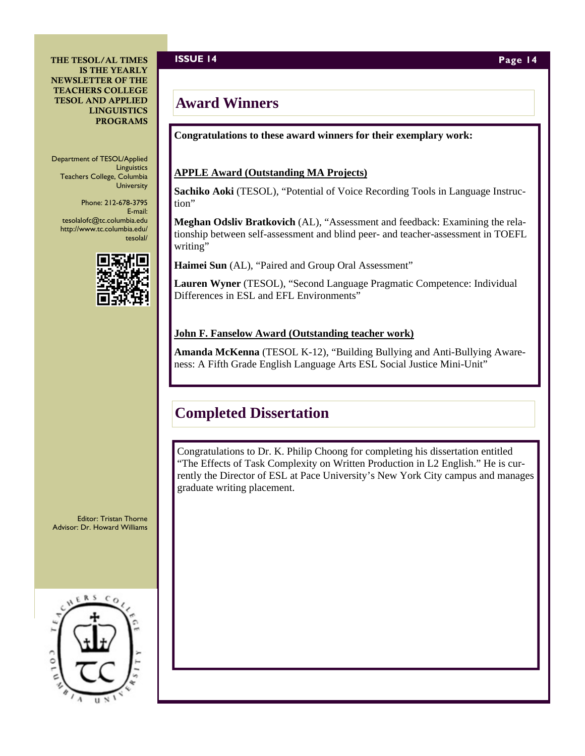**THE TESOL/AL TIMES IS THE YEARLY NEWSLETTER OF THE TEACHERS COLLEGE TESOL AND APPLIED LINGUISTICS PROGRAMS**

Department of TESOL/Applied Linguistics
Teachers College, Columbia University

Phone: 212-678-3795
E-mail: tesolalofc@tc.columbia.edu
http://www.tc.columbia.edu/tesolal/

Editor: Tristan Thorne
Advisor: Dr. Howard Williams

## Award Winners

**Congratulations to these award winners for their exemplary work:**

**APPLE Award (Outstanding MA Projects)**

**Sachiko Aoki** (TESOL), "Potential of Voice Recording Tools in Language Instruction"

**Meghan Odsliv Bratkovich** (AL), "Assessment and feedback: Examining the relationship between self-assessment and blind peer- and teacher-assessment in TOEFL writing"

**Haimei Sun** (AL), "Paired and Group Oral Assessment"

**Lauren Wyner** (TESOL), "Second Language Pragmatic Competence: Individual Differences in ESL and EFL Environments"

**John F. Fanselow Award (Outstanding teacher work)**

**Amanda McKenna** (TESOL K-12), "Building Bullying and Anti-Bullying Awareness: A Fifth Grade English Language Arts ESL Social Justice Mini-Unit"

## Completed Dissertation

Congratulations to Dr. K. Philip Choong for completing his dissertation entitled "The Effects of Task Complexity on Written Production in L2 English." He is currently the Director of ESL at Pace University's New York City campus and manages graduate writing placement.